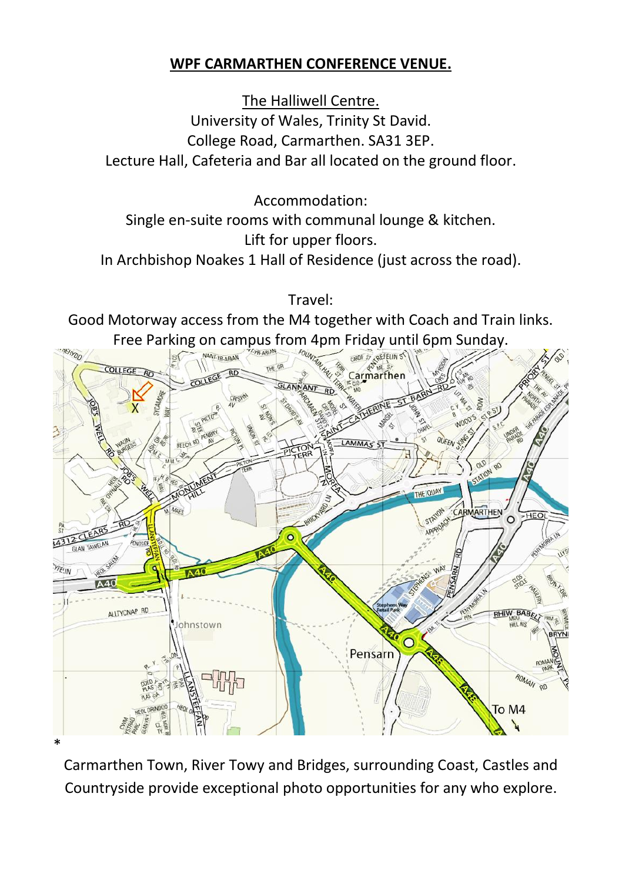# WPF CARMARTHEN CONFERENCE VENUE.

The Halliwell Centre.
University of Wales, Trinity St David.
College Road, Carmarthen. SA31 3EP.
Lecture Hall, Cafeteria and Bar all located on the ground floor.

Accommodation:
Single en-suite rooms with communal lounge & kitchen.
Lift for upper floors.
In Archbishop Noakes 1 Hall of Residence (just across the road).

Travel:
Good Motorway access from the M4 together with Coach and Train links.
Free Parking on campus from 4pm Friday until 6pm Sunday.

*

Carmarthen Town, River Towy and Bridges, surrounding Coast, Castles and Countryside provide exceptional photo opportunities for any who explore.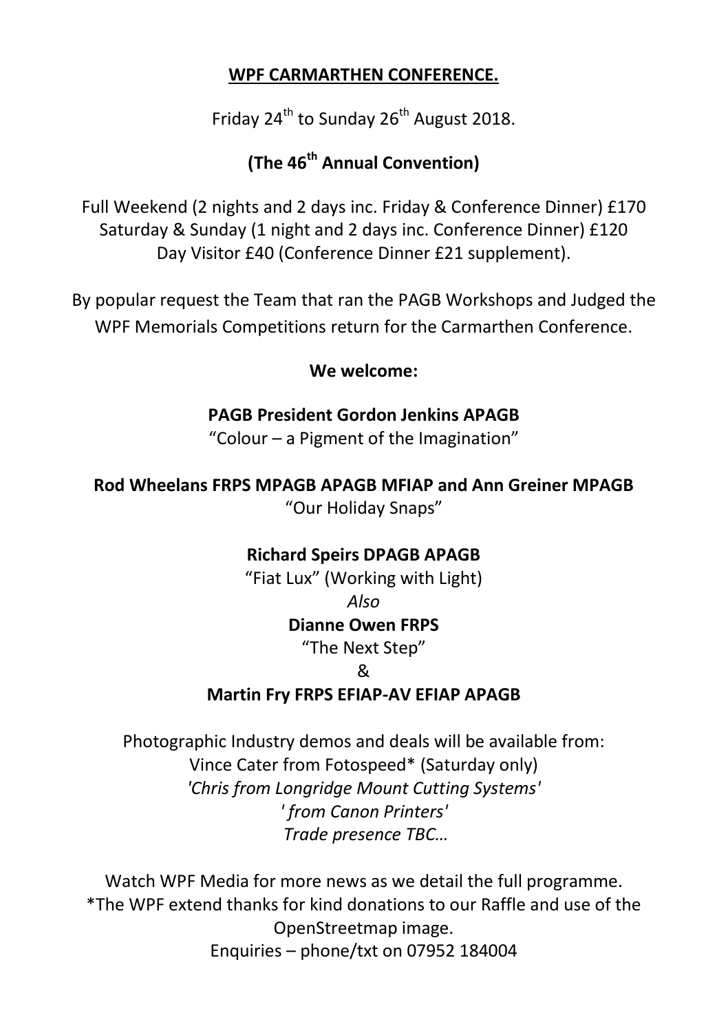**WPF CARMARTHEN CONFERENCE.**

Friday 24th to Sunday 26th August 2018.

**(The 46th Annual Convention)**

Full Weekend (2 nights and 2 days inc. Friday & Conference Dinner) £170
Saturday & Sunday (1 night and 2 days inc. Conference Dinner) £120
Day Visitor £40 (Conference Dinner £21 supplement).

By popular request the Team that ran the PAGB Workshops and Judged the WPF Memorials Competitions return for the Carmarthen Conference.

**We welcome:**

**PAGB President Gordon Jenkins APAGB**
"Colour – a Pigment of the Imagination"

**Rod Wheelans FRPS MPAGB APAGB MFIAP and Ann Greiner MPAGB**
"Our Holiday Snaps"

**Richard Speirs DPAGB APAGB**
"Fiat Lux" (Working with Light)
*Also*
**Dianne Owen FRPS**
"The Next Step"
&
**Martin Fry FRPS EFIAP-AV EFIAP APAGB**

Photographic Industry demos and deals will be available from:
Vince Cater from Fotospeed* (Saturday only)
*'Chris from Longridge Mount Cutting Systems'*
*' from Canon Printers'*
*Trade presence TBC…*

Watch WPF Media for more news as we detail the full programme.
*The WPF extend thanks for kind donations to our Raffle and use of the OpenStreetmap image.
Enquiries – phone/txt on 07952 184004